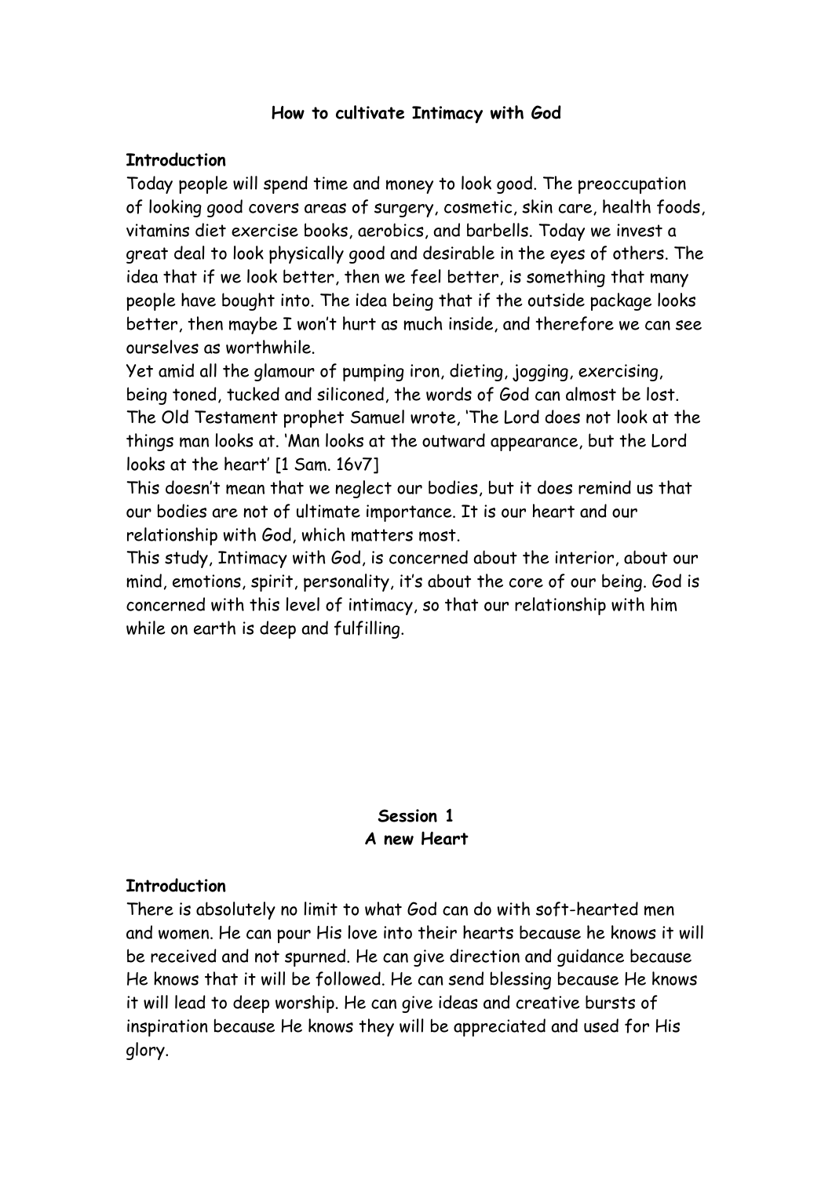# How to cultivate Intimacy with God

**Introduction**

Today people will spend time and money to look good. The preoccupation of looking good covers areas of surgery, cosmetic, skin care, health foods, vitamins diet exercise books, aerobics, and barbells. Today we invest a great deal to look physically good and desirable in the eyes of others. The idea that if we look better, then we feel better, is something that many people have bought into. The idea being that if the outside package looks better, then maybe I won't hurt as much inside, and therefore we can see ourselves as worthwhile.

Yet amid all the glamour of pumping iron, dieting, jogging, exercising, being toned, tucked and siliconed, the words of God can almost be lost. The Old Testament prophet Samuel wrote, 'The Lord does not look at the things man looks at. 'Man looks at the outward appearance, but the Lord looks at the heart' [1 Sam. 16v7]

This doesn't mean that we neglect our bodies, but it does remind us that our bodies are not of ultimate importance. It is our heart and our relationship with God, which matters most.

This study, Intimacy with God, is concerned about the interior, about our mind, emotions, spirit, personality, it's about the core of our being. God is concerned with this level of intimacy, so that our relationship with him while on earth is deep and fulfilling.

## Session 1
## A new Heart

**Introduction**

There is absolutely no limit to what God can do with soft-hearted men and women. He can pour His love into their hearts because he knows it will be received and not spurned. He can give direction and guidance because He knows that it will be followed. He can send blessing because He knows it will lead to deep worship. He can give ideas and creative bursts of inspiration because He knows they will be appreciated and used for His glory.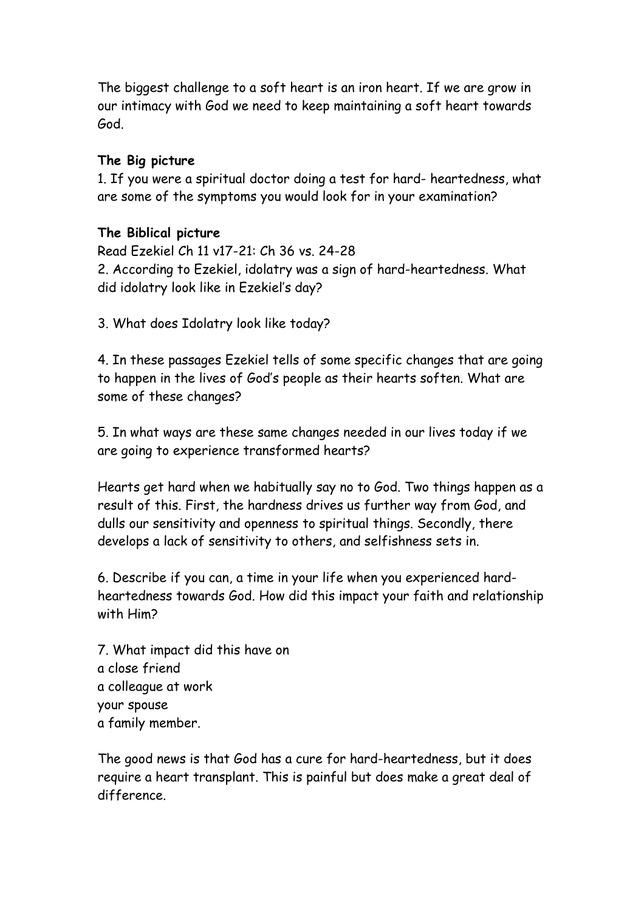The biggest challenge to a soft heart is an iron heart. If we are grow in our intimacy with God we need to keep maintaining a soft heart towards God.

**The Big picture**

1. If you were a spiritual doctor doing a test for hard- heartedness, what are some of the symptoms you would look for in your examination?

**The Biblical picture**

Read Ezekiel Ch 11 v17-21: Ch 36 vs. 24-28

2. According to Ezekiel, idolatry was a sign of hard-heartedness. What did idolatry look like in Ezekiel's day?

3. What does Idolatry look like today?

4. In these passages Ezekiel tells of some specific changes that are going to happen in the lives of God's people as their hearts soften. What are some of these changes?

5. In what ways are these same changes needed in our lives today if we are going to experience transformed hearts?

Hearts get hard when we habitually say no to God. Two things happen as a result of this. First, the hardness drives us further way from God, and dulls our sensitivity and openness to spiritual things. Secondly, there develops a lack of sensitivity to others, and selfishness sets in.

6. Describe if you can, a time in your life when you experienced hard-heartedness towards God. How did this impact your faith and relationship with Him?

7. What impact did this have on
a close friend
a colleague at work
your spouse
a family member.

The good news is that God has a cure for hard-heartedness, but it does require a heart transplant. This is painful but does make a great deal of difference.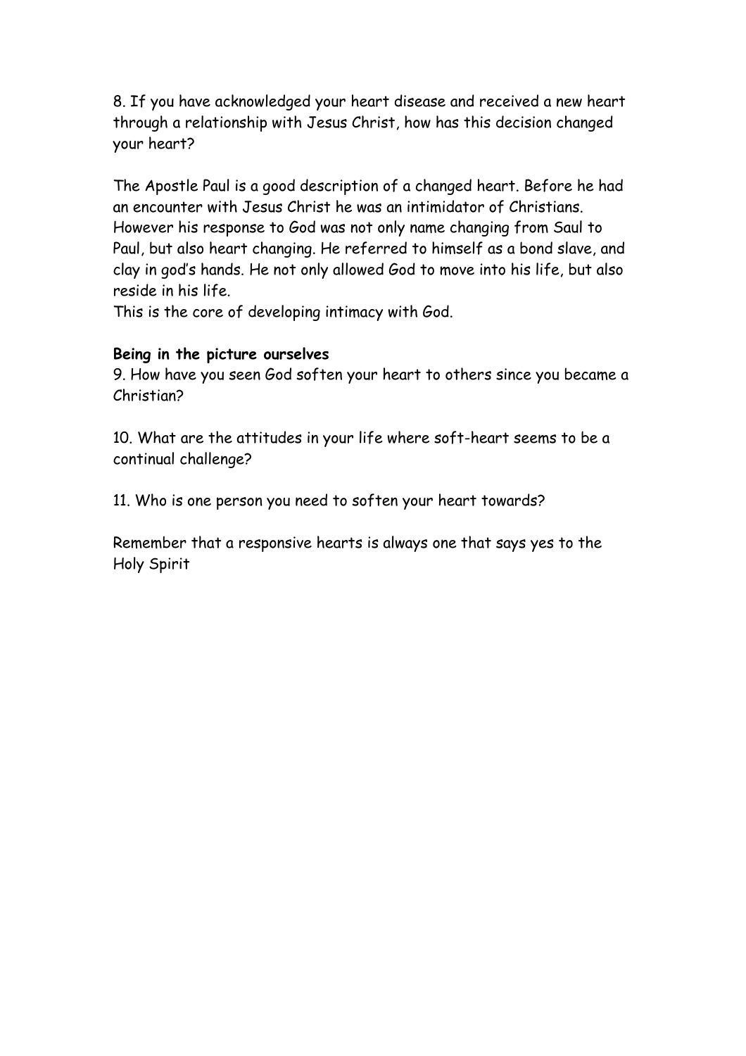8. If you have acknowledged your heart disease and received a new heart through a relationship with Jesus Christ, how has this decision changed your heart?

The Apostle Paul is a good description of a changed heart. Before he had an encounter with Jesus Christ he was an intimidator of Christians. However his response to God was not only name changing from Saul to Paul, but also heart changing. He referred to himself as a bond slave, and clay in god's hands. He not only allowed God to move into his life, but also reside in his life.
This is the core of developing intimacy with God.

**Being in the picture ourselves**

9. How have you seen God soften your heart to others since you became a Christian?

10. What are the attitudes in your life where soft-heart seems to be a continual challenge?

11. Who is one person you need to soften your heart towards?

Remember that a responsive hearts is always one that says yes to the Holy Spirit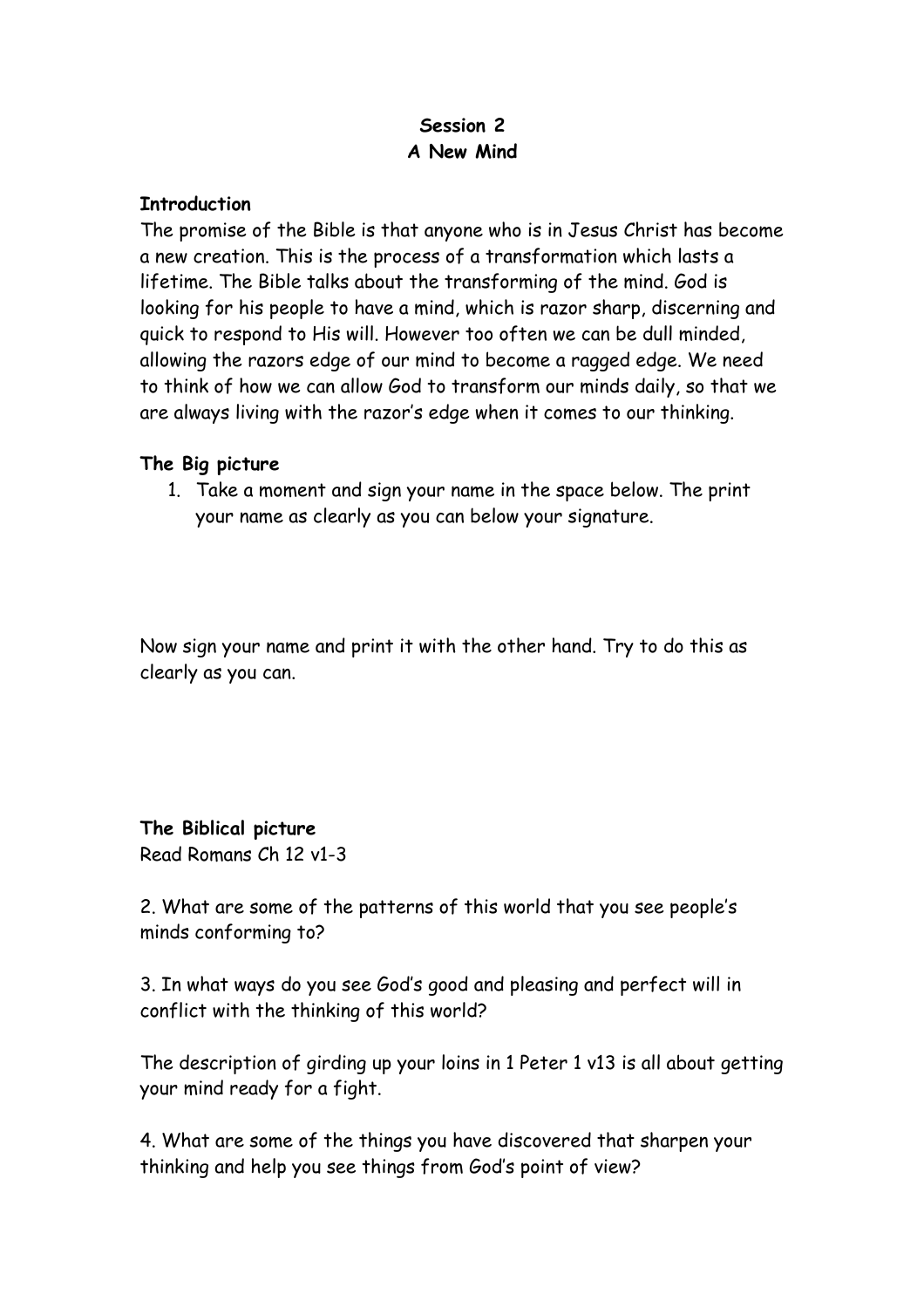**Session 2**
**A New Mind**

**Introduction**

The promise of the Bible is that anyone who is in Jesus Christ has become a new creation. This is the process of a transformation which lasts a lifetime. The Bible talks about the transforming of the mind. God is looking for his people to have a mind, which is razor sharp, discerning and quick to respond to His will. However too often we can be dull minded, allowing the razors edge of our mind to become a ragged edge. We need to think of how we can allow God to transform our minds daily, so that we are always living with the razor's edge when it comes to our thinking.

**The Big picture**

1. Take a moment and sign your name in the space below. The print your name as clearly as you can below your signature.

Now sign your name and print it with the other hand. Try to do this as clearly as you can.

**The Biblical picture**

Read Romans Ch 12 v1-3

2. What are some of the patterns of this world that you see people's minds conforming to?

3. In what ways do you see God's good and pleasing and perfect will in conflict with the thinking of this world?

The description of girding up your loins in 1 Peter 1 v13 is all about getting your mind ready for a fight.

4. What are some of the things you have discovered that sharpen your thinking and help you see things from God's point of view?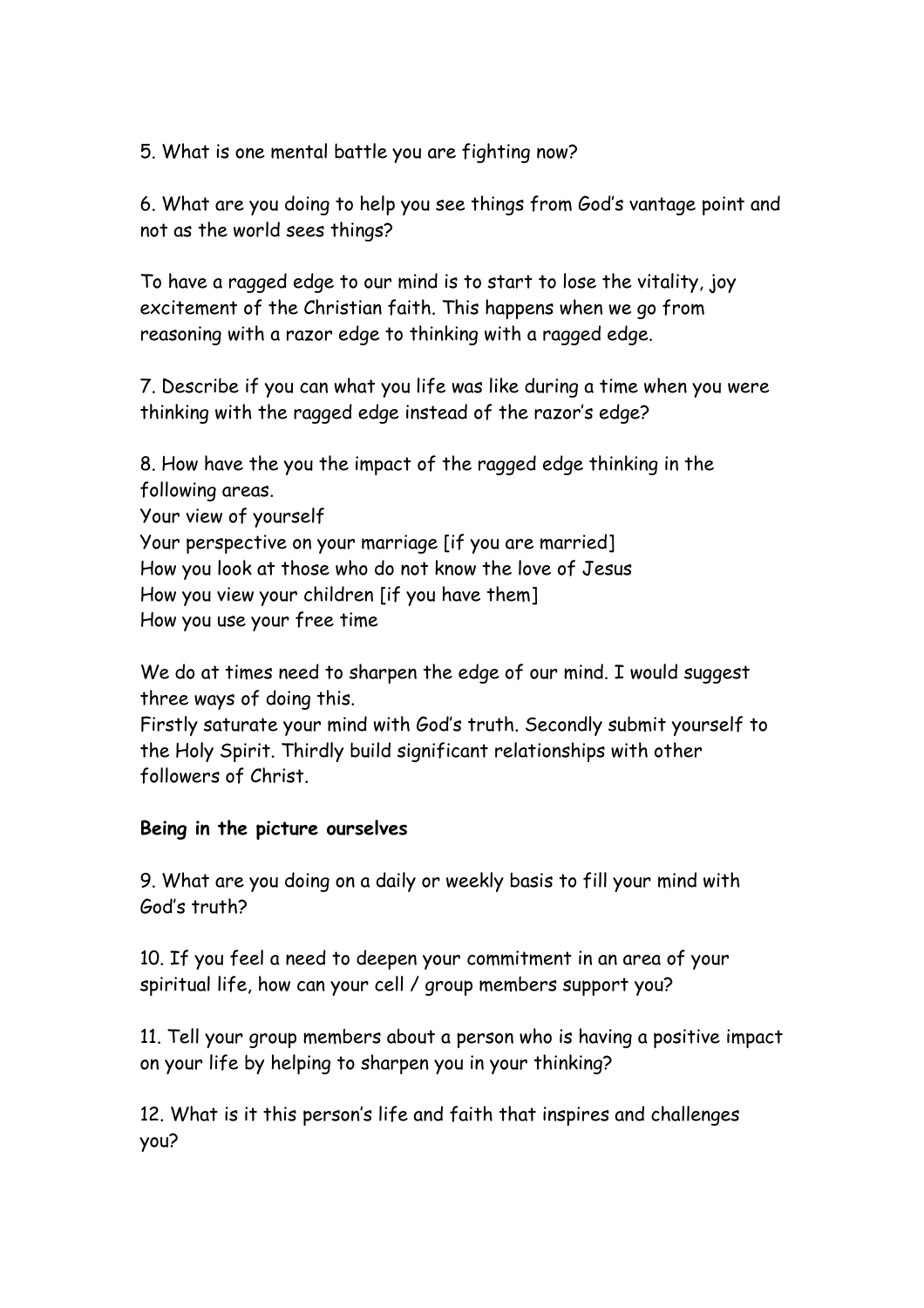5. What is one mental battle you are fighting now?

6. What are you doing to help you see things from God's vantage point and not as the world sees things?

To have a ragged edge to our mind is to start to lose the vitality, joy excitement of the Christian faith. This happens when we go from reasoning with a razor edge to thinking with a ragged edge.

7. Describe if you can what you life was like during a time when you were thinking with the ragged edge instead of the razor's edge?

8. How have the you the impact of the ragged edge thinking in the following areas.
Your view of yourself
Your perspective on your marriage [if you are married]
How you look at those who do not know the love of Jesus
How you view your children [if you have them]
How you use your free time

We do at times need to sharpen the edge of our mind. I would suggest three ways of doing this.
Firstly saturate your mind with God's truth. Secondly submit yourself to the Holy Spirit. Thirdly build significant relationships with other followers of Christ.

**Being in the picture ourselves**

9. What are you doing on a daily or weekly basis to fill your mind with God's truth?

10. If you feel a need to deepen your commitment in an area of your spiritual life, how can your cell / group members support you?

11. Tell your group members about a person who is having a positive impact on your life by helping to sharpen you in your thinking?

12. What is it this person's life and faith that inspires and challenges you?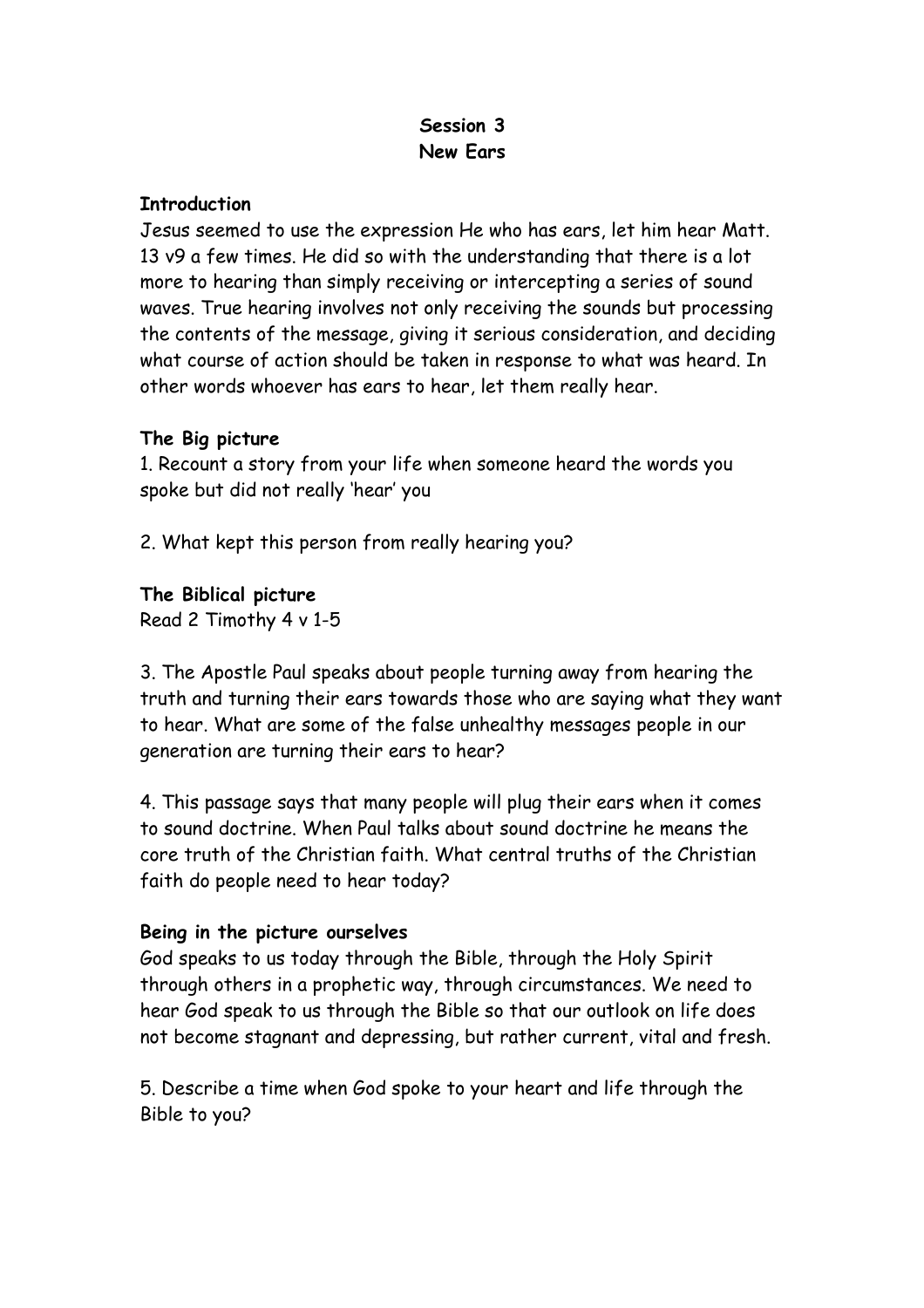**Session 3**
**New Ears**

**Introduction**

Jesus seemed to use the expression He who has ears, let him hear Matt. 13 v9 a few times. He did so with the understanding that there is a lot more to hearing than simply receiving or intercepting a series of sound waves. True hearing involves not only receiving the sounds but processing the contents of the message, giving it serious consideration, and deciding what course of action should be taken in response to what was heard. In other words whoever has ears to hear, let them really hear.

**The Big picture**

1. Recount a story from your life when someone heard the words you spoke but did not really 'hear' you

2. What kept this person from really hearing you?

**The Biblical picture**

Read 2 Timothy 4 v 1-5

3. The Apostle Paul speaks about people turning away from hearing the truth and turning their ears towards those who are saying what they want to hear. What are some of the false unhealthy messages people in our generation are turning their ears to hear?

4. This passage says that many people will plug their ears when it comes to sound doctrine. When Paul talks about sound doctrine he means the core truth of the Christian faith. What central truths of the Christian faith do people need to hear today?

**Being in the picture ourselves**

God speaks to us today through the Bible, through the Holy Spirit through others in a prophetic way, through circumstances. We need to hear God speak to us through the Bible so that our outlook on life does not become stagnant and depressing, but rather current, vital and fresh.

5. Describe a time when God spoke to your heart and life through the Bible to you?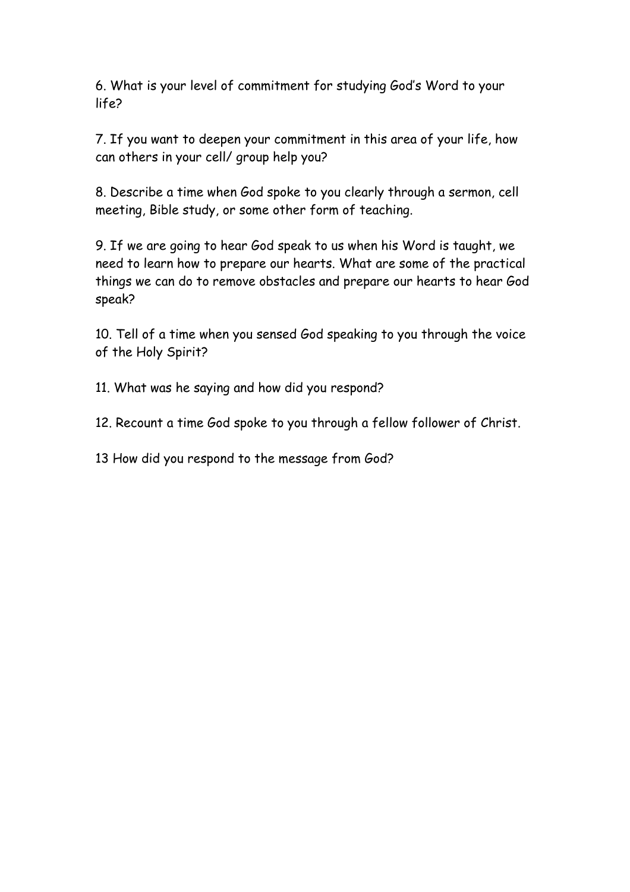6. What is your level of commitment for studying God's Word to your life?

7. If you want to deepen your commitment in this area of your life, how can others in your cell/ group help you?

8. Describe a time when God spoke to you clearly through a sermon, cell meeting, Bible study, or some other form of teaching.

9. If we are going to hear God speak to us when his Word is taught, we need to learn how to prepare our hearts. What are some of the practical things we can do to remove obstacles and prepare our hearts to hear God speak?

10. Tell of a time when you sensed God speaking to you through the voice of the Holy Spirit?

11. What was he saying and how did you respond?

12. Recount a time God spoke to you through a fellow follower of Christ.

13 How did you respond to the message from God?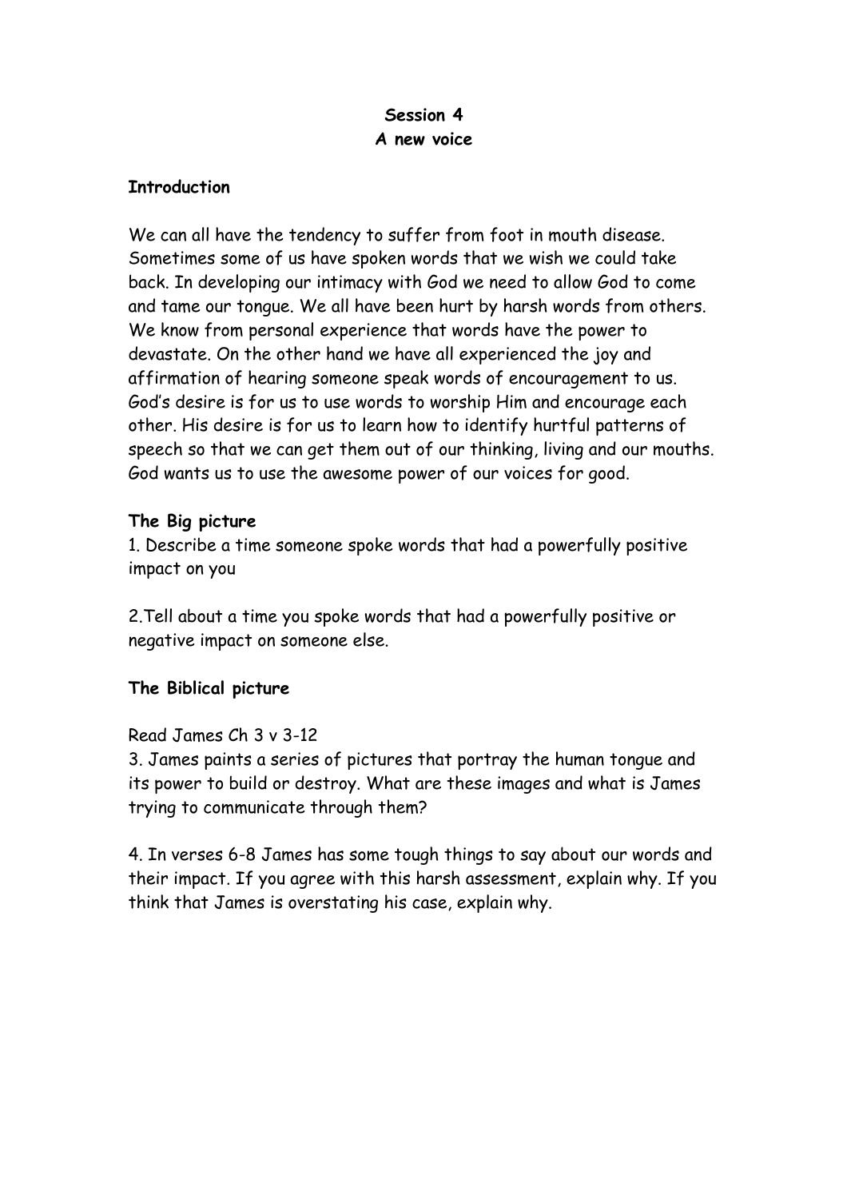**Session 4**
**A new voice**

**Introduction**

We can all have the tendency to suffer from foot in mouth disease. Sometimes some of us have spoken words that we wish we could take back. In developing our intimacy with God we need to allow God to come and tame our tongue. We all have been hurt by harsh words from others. We know from personal experience that words have the power to devastate. On the other hand we have all experienced the joy and affirmation of hearing someone speak words of encouragement to us. God's desire is for us to use words to worship Him and encourage each other. His desire is for us to learn how to identify hurtful patterns of speech so that we can get them out of our thinking, living and our mouths. God wants us to use the awesome power of our voices for good.

**The Big picture**

1. Describe a time someone spoke words that had a powerfully positive impact on you

2.Tell about a time you spoke words that had a powerfully positive or negative impact on someone else.

**The Biblical picture**

Read James Ch 3 v 3-12

3. James paints a series of pictures that portray the human tongue and its power to build or destroy. What are these images and what is James trying to communicate through them?

4. In verses 6-8 James has some tough things to say about our words and their impact. If you agree with this harsh assessment, explain why. If you think that James is overstating his case, explain why.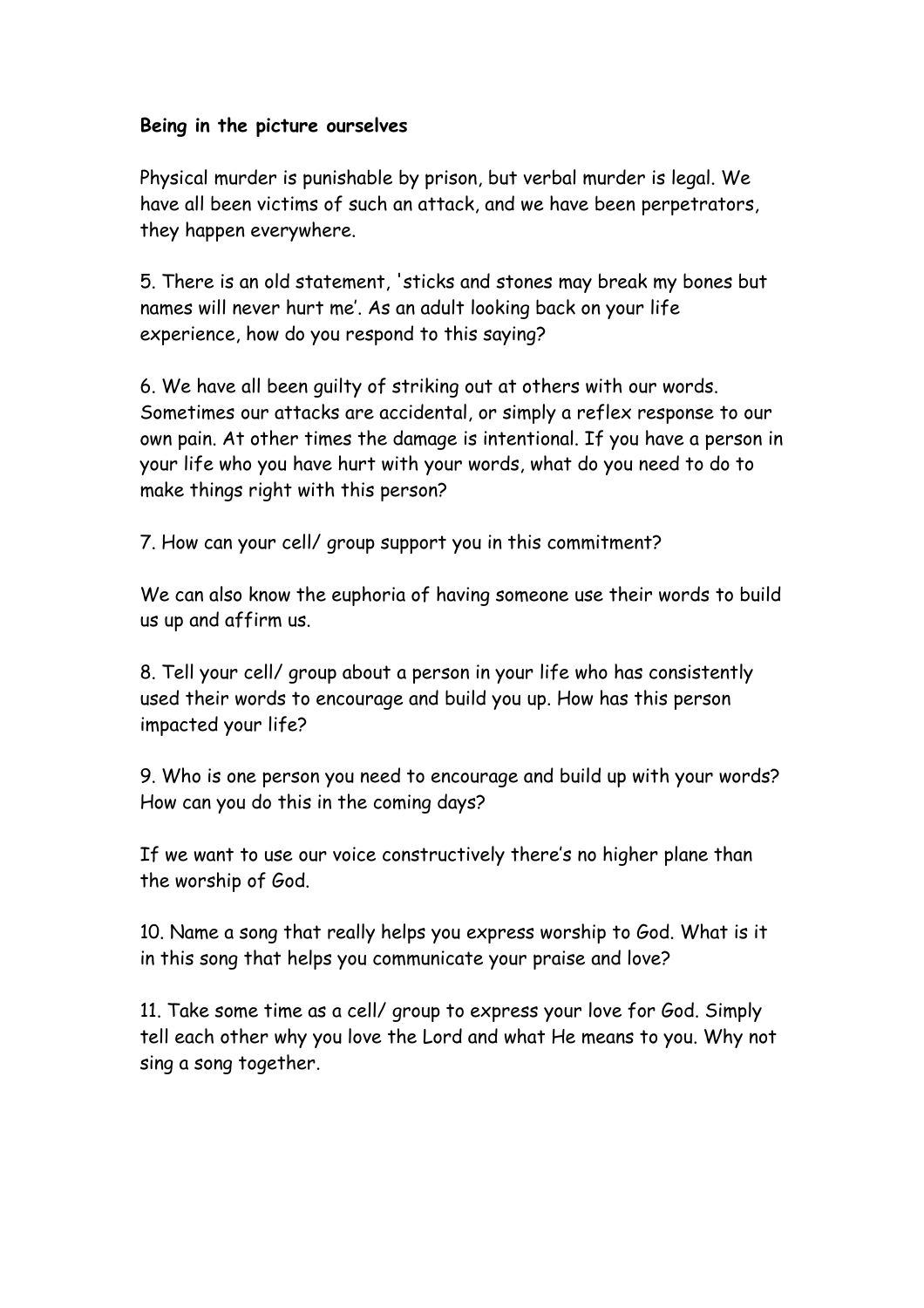**Being in the picture ourselves**

Physical murder is punishable by prison, but verbal murder is legal. We have all been victims of such an attack, and we have been perpetrators, they happen everywhere.

5. There is an old statement, 'sticks and stones may break my bones but names will never hurt me'. As an adult looking back on your life experience, how do you respond to this saying?

6. We have all been guilty of striking out at others with our words. Sometimes our attacks are accidental, or simply a reflex response to our own pain. At other times the damage is intentional. If you have a person in your life who you have hurt with your words, what do you need to do to make things right with this person?

7. How can your cell/ group support you in this commitment?

We can also know the euphoria of having someone use their words to build us up and affirm us.

8. Tell your cell/ group about a person in your life who has consistently used their words to encourage and build you up. How has this person impacted your life?

9. Who is one person you need to encourage and build up with your words? How can you do this in the coming days?

If we want to use our voice constructively there's no higher plane than the worship of God.

10. Name a song that really helps you express worship to God. What is it in this song that helps you communicate your praise and love?

11. Take some time as a cell/ group to express your love for God. Simply tell each other why you love the Lord and what He means to you. Why not sing a song together.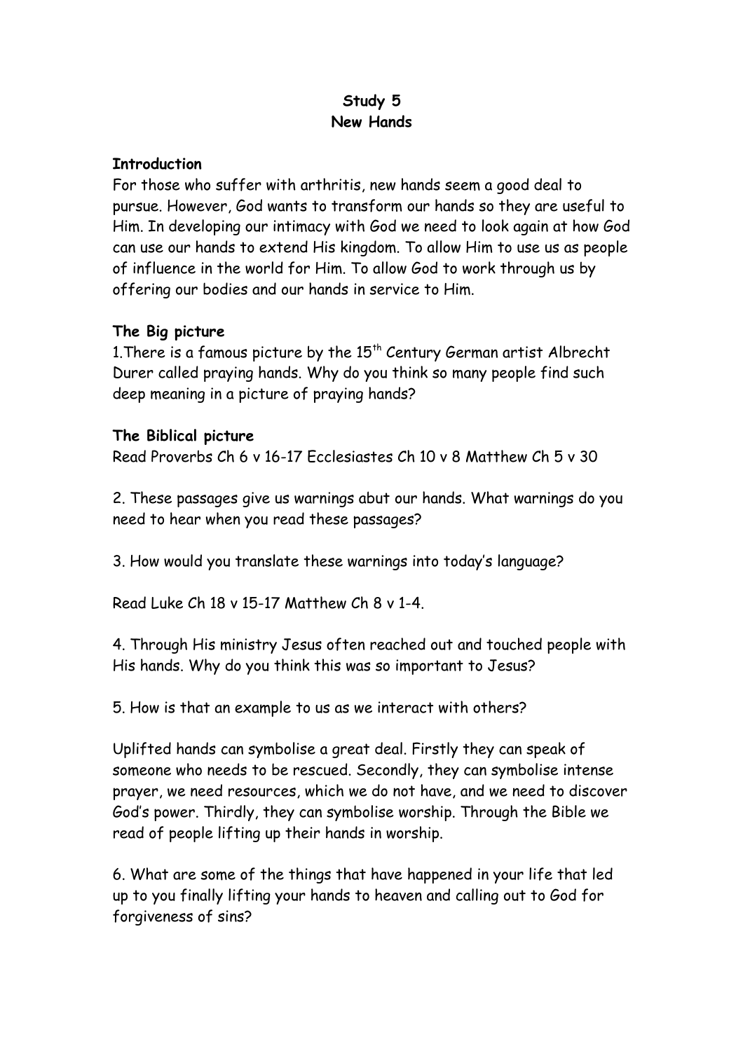# Study 5
## New Hands

**Introduction**

For those who suffer with arthritis, new hands seem a good deal to pursue. However, God wants to transform our hands so they are useful to Him. In developing our intimacy with God we need to look again at how God can use our hands to extend His kingdom. To allow Him to use us as people of influence in the world for Him. To allow God to work through us by offering our bodies and our hands in service to Him.

**The Big picture**

1.There is a famous picture by the 15th Century German artist Albrecht Durer called praying hands. Why do you think so many people find such deep meaning in a picture of praying hands?

**The Biblical picture**

Read Proverbs Ch 6 v 16-17 Ecclesiastes Ch 10 v 8 Matthew Ch 5 v 30

2. These passages give us warnings abut our hands. What warnings do you need to hear when you read these passages?

3. How would you translate these warnings into today's language?

Read Luke Ch 18 v 15-17 Matthew Ch 8 v 1-4.

4. Through His ministry Jesus often reached out and touched people with His hands. Why do you think this was so important to Jesus?

5. How is that an example to us as we interact with others?

Uplifted hands can symbolise a great deal. Firstly they can speak of someone who needs to be rescued. Secondly, they can symbolise intense prayer, we need resources, which we do not have, and we need to discover God's power. Thirdly, they can symbolise worship. Through the Bible we read of people lifting up their hands in worship.

6. What are some of the things that have happened in your life that led up to you finally lifting your hands to heaven and calling out to God for forgiveness of sins?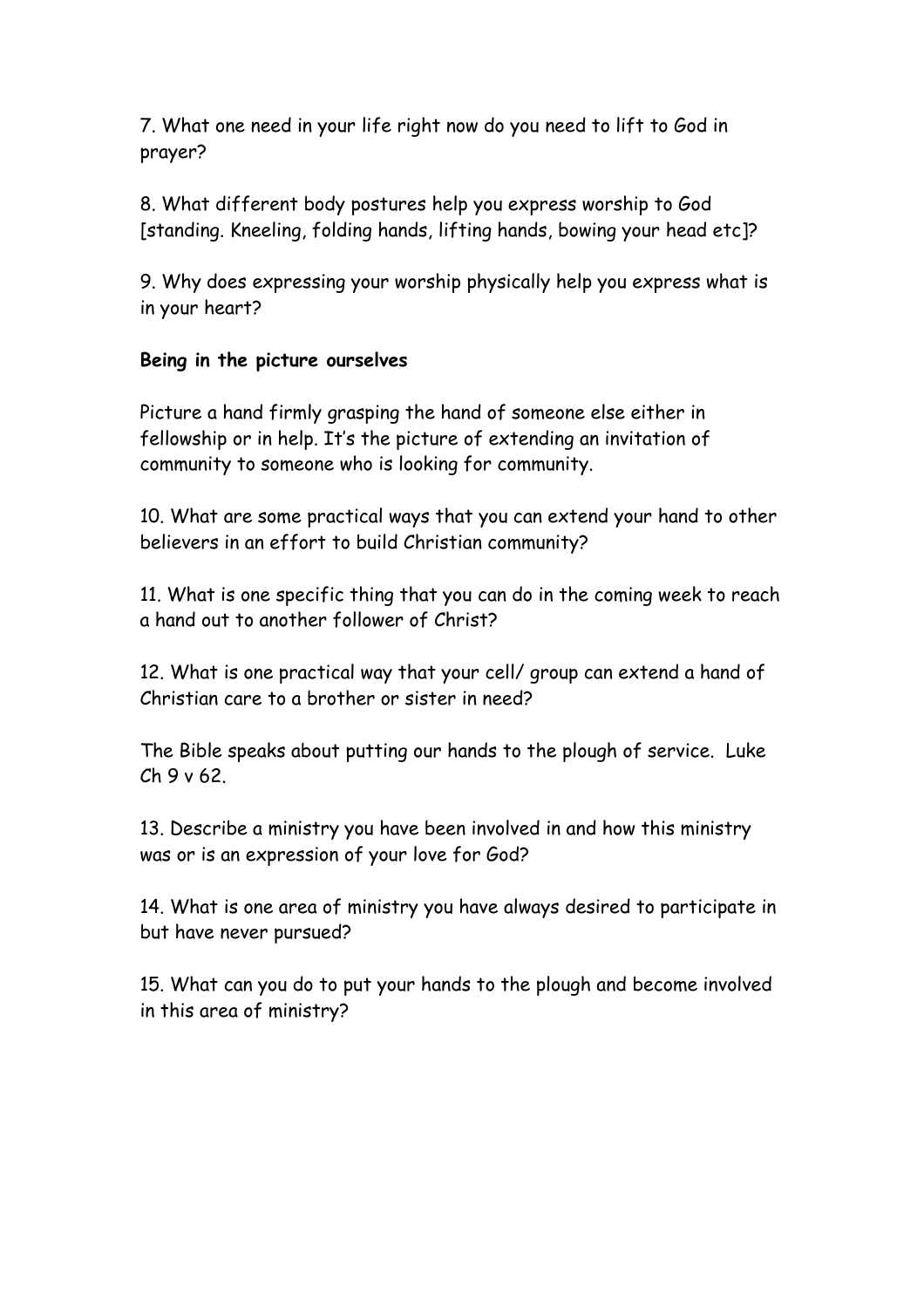7. What one need in your life right now do you need to lift to God in prayer?

8. What different body postures help you express worship to God [standing. Kneeling, folding hands, lifting hands, bowing your head etc]?

9. Why does expressing your worship physically help you express what is in your heart?

**Being in the picture ourselves**

Picture a hand firmly grasping the hand of someone else either in fellowship or in help. It's the picture of extending an invitation of community to someone who is looking for community.

10. What are some practical ways that you can extend your hand to other believers in an effort to build Christian community?

11. What is one specific thing that you can do in the coming week to reach a hand out to another follower of Christ?

12. What is one practical way that your cell/ group can extend a hand of Christian care to a brother or sister in need?

The Bible speaks about putting our hands to the plough of service. Luke Ch 9 v 62.

13. Describe a ministry you have been involved in and how this ministry was or is an expression of your love for God?

14. What is one area of ministry you have always desired to participate in but have never pursued?

15. What can you do to put your hands to the plough and become involved in this area of ministry?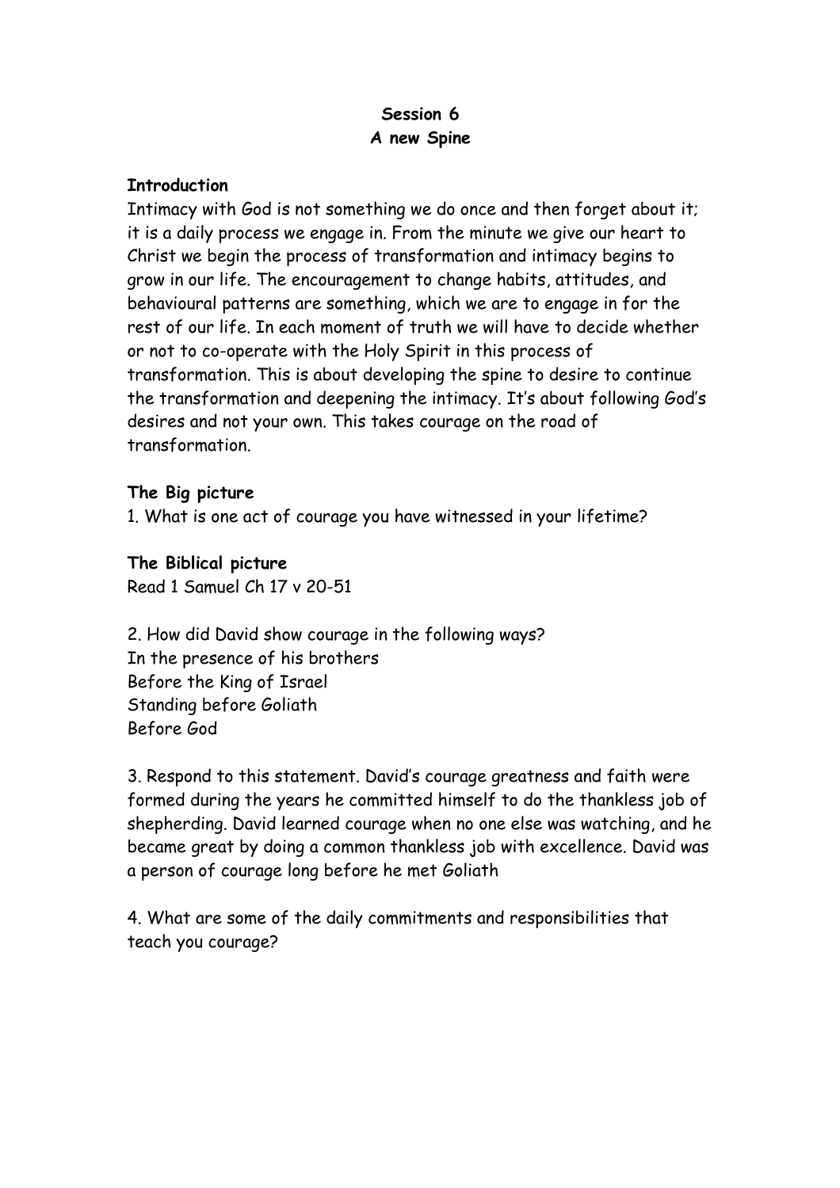**Session 6**
**A new Spine**

**Introduction**

Intimacy with God is not something we do once and then forget about it; it is a daily process we engage in. From the minute we give our heart to Christ we begin the process of transformation and intimacy begins to grow in our life. The encouragement to change habits, attitudes, and behavioural patterns are something, which we are to engage in for the rest of our life. In each moment of truth we will have to decide whether or not to co-operate with the Holy Spirit in this process of transformation. This is about developing the spine to desire to continue the transformation and deepening the intimacy. It's about following God's desires and not your own. This takes courage on the road of transformation.

**The Big picture**

1. What is one act of courage you have witnessed in your lifetime?

**The Biblical picture**

Read 1 Samuel Ch 17 v 20-51

2. How did David show courage in the following ways?
In the presence of his brothers
Before the King of Israel
Standing before Goliath
Before God

3. Respond to this statement. David's courage greatness and faith were formed during the years he committed himself to do the thankless job of shepherding. David learned courage when no one else was watching, and he became great by doing a common thankless job with excellence. David was a person of courage long before he met Goliath

4. What are some of the daily commitments and responsibilities that teach you courage?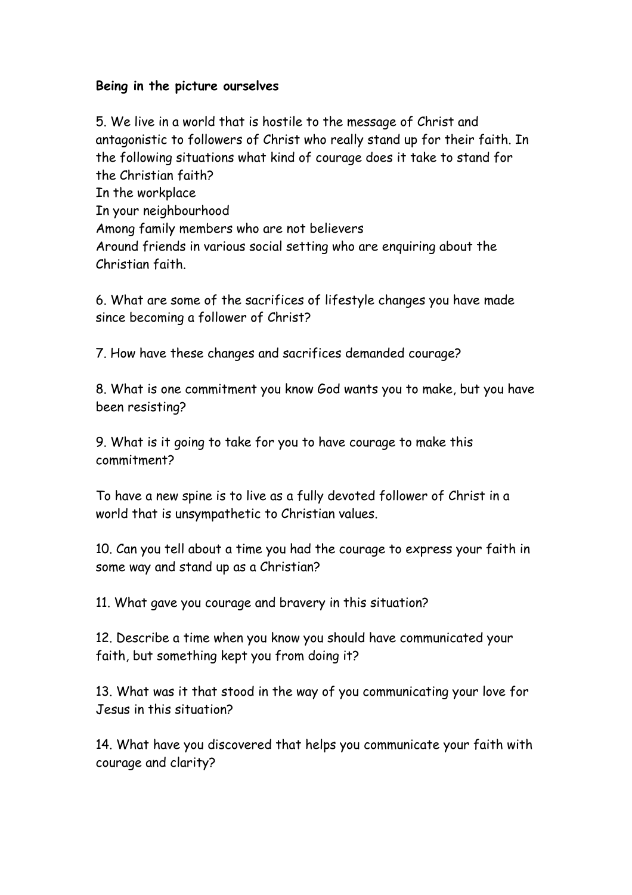**Being in the picture ourselves**

5. We live in a world that is hostile to the message of Christ and antagonistic to followers of Christ who really stand up for their faith. In the following situations what kind of courage does it take to stand for the Christian faith?
In the workplace
In your neighbourhood
Among family members who are not believers
Around friends in various social setting who are enquiring about the Christian faith.

6. What are some of the sacrifices of lifestyle changes you have made since becoming a follower of Christ?

7. How have these changes and sacrifices demanded courage?

8. What is one commitment you know God wants you to make, but you have been resisting?

9. What is it going to take for you to have courage to make this commitment?

To have a new spine is to live as a fully devoted follower of Christ in a world that is unsympathetic to Christian values.

10. Can you tell about a time you had the courage to express your faith in some way and stand up as a Christian?

11. What gave you courage and bravery in this situation?

12. Describe a time when you know you should have communicated your faith, but something kept you from doing it?

13. What was it that stood in the way of you communicating your love for Jesus in this situation?

14. What have you discovered that helps you communicate your faith with courage and clarity?